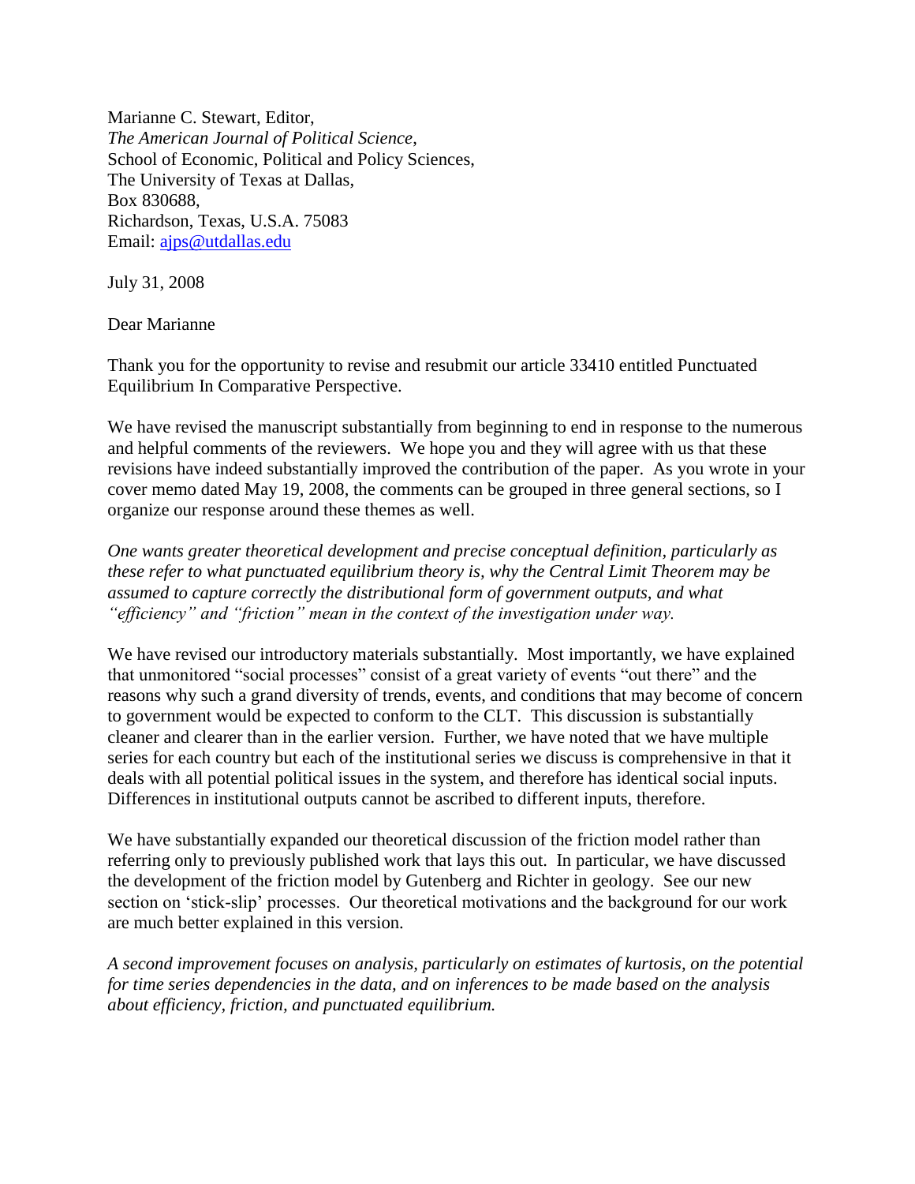Marianne C. Stewart, Editor,  
*The American Journal of Political Science*,  
School of Economic, Political and Policy Sciences,  
The University of Texas at Dallas,  
Box 830688,  
Richardson, Texas, U.S.A. 75083  
Email: [ajps@utdallas.edu](mailto:ajps@utdallas.edu)

July 31, 2008

Dear Marianne

Thank you for the opportunity to revise and resubmit our article 33410 entitled Punctuated Equilibrium In Comparative Perspective.

We have revised the manuscript substantially from beginning to end in response to the numerous and helpful comments of the reviewers. We hope you and they will agree with us that these revisions have indeed substantially improved the contribution of the paper. As you wrote in your cover memo dated May 19, 2008, the comments can be grouped in three general sections, so I organize our response around these themes as well.

*One wants greater theoretical development and precise conceptual definition, particularly as these refer to what punctuated equilibrium theory is, why the Central Limit Theorem may be assumed to capture correctly the distributional form of government outputs, and what "efficiency" and "friction" mean in the context of the investigation under way.*

We have revised our introductory materials substantially. Most importantly, we have explained that unmonitored "social processes" consist of a great variety of events "out there" and the reasons why such a grand diversity of trends, events, and conditions that may become of concern to government would be expected to conform to the CLT. This discussion is substantially cleaner and clearer than in the earlier version. Further, we have noted that we have multiple series for each country but each of the institutional series we discuss is comprehensive in that it deals with all potential political issues in the system, and therefore has identical social inputs. Differences in institutional outputs cannot be ascribed to different inputs, therefore.

We have substantially expanded our theoretical discussion of the friction model rather than referring only to previously published work that lays this out. In particular, we have discussed the development of the friction model by Gutenberg and Richter in geology. See our new section on 'stick-slip' processes. Our theoretical motivations and the background for our work are much better explained in this version.

*A second improvement focuses on analysis, particularly on estimates of kurtosis, on the potential for time series dependencies in the data, and on inferences to be made based on the analysis about efficiency, friction, and punctuated equilibrium.*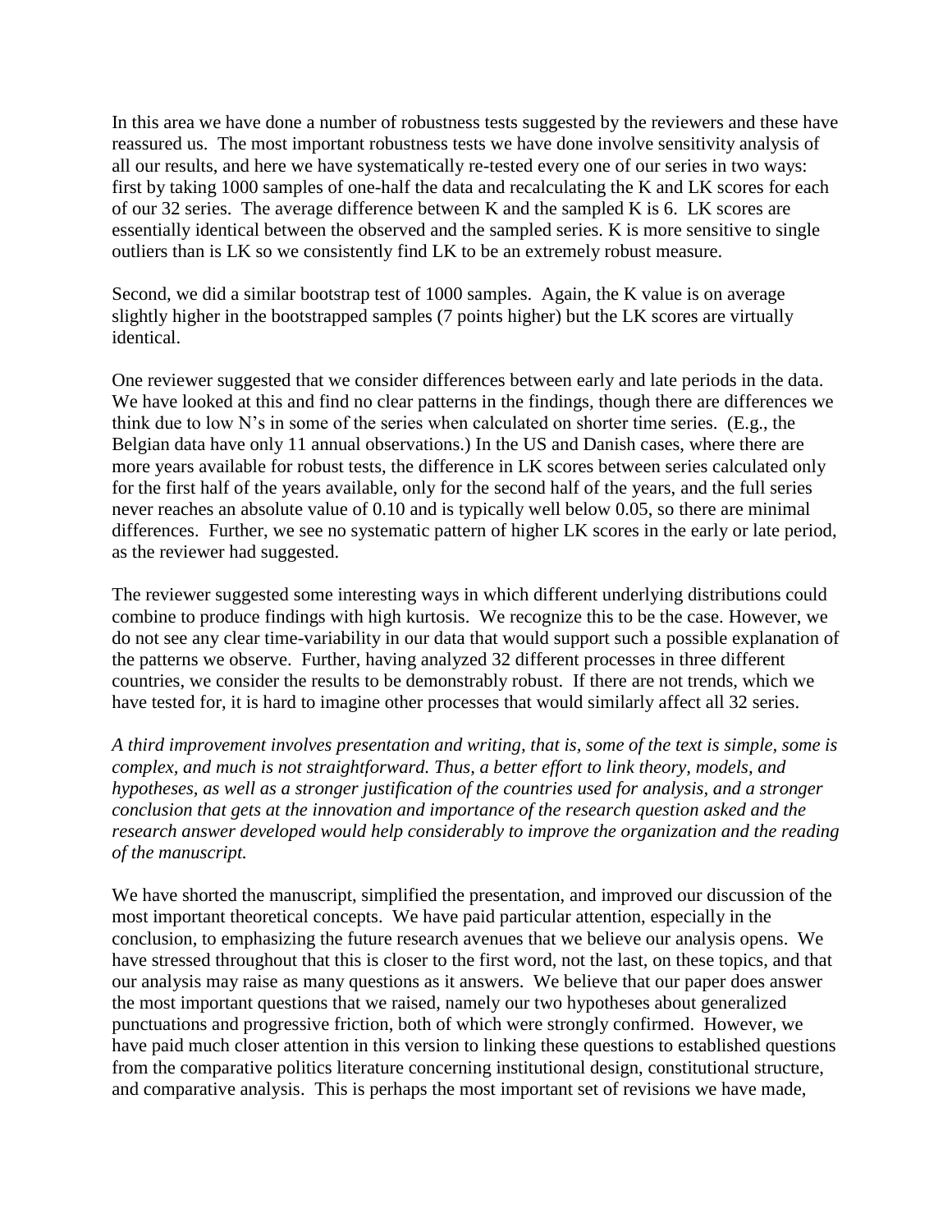In this area we have done a number of robustness tests suggested by the reviewers and these have reassured us. The most important robustness tests we have done involve sensitivity analysis of all our results, and here we have systematically re-tested every one of our series in two ways: first by taking 1000 samples of one-half the data and recalculating the K and LK scores for each of our 32 series. The average difference between K and the sampled K is 6. LK scores are essentially identical between the observed and the sampled series. K is more sensitive to single outliers than is LK so we consistently find LK to be an extremely robust measure.

Second, we did a similar bootstrap test of 1000 samples. Again, the K value is on average slightly higher in the bootstrapped samples (7 points higher) but the LK scores are virtually identical.

One reviewer suggested that we consider differences between early and late periods in the data. We have looked at this and find no clear patterns in the findings, though there are differences we think due to low N's in some of the series when calculated on shorter time series. (E.g., the Belgian data have only 11 annual observations.) In the US and Danish cases, where there are more years available for robust tests, the difference in LK scores between series calculated only for the first half of the years available, only for the second half of the years, and the full series never reaches an absolute value of 0.10 and is typically well below 0.05, so there are minimal differences. Further, we see no systematic pattern of higher LK scores in the early or late period, as the reviewer had suggested.

The reviewer suggested some interesting ways in which different underlying distributions could combine to produce findings with high kurtosis. We recognize this to be the case. However, we do not see any clear time-variability in our data that would support such a possible explanation of the patterns we observe. Further, having analyzed 32 different processes in three different countries, we consider the results to be demonstrably robust. If there are not trends, which we have tested for, it is hard to imagine other processes that would similarly affect all 32 series.

*A third improvement involves presentation and writing, that is, some of the text is simple, some is complex, and much is not straightforward. Thus, a better effort to link theory, models, and hypotheses, as well as a stronger justification of the countries used for analysis, and a stronger conclusion that gets at the innovation and importance of the research question asked and the research answer developed would help considerably to improve the organization and the reading of the manuscript.*

We have shorted the manuscript, simplified the presentation, and improved our discussion of the most important theoretical concepts. We have paid particular attention, especially in the conclusion, to emphasizing the future research avenues that we believe our analysis opens. We have stressed throughout that this is closer to the first word, not the last, on these topics, and that our analysis may raise as many questions as it answers. We believe that our paper does answer the most important questions that we raised, namely our two hypotheses about generalized punctuations and progressive friction, both of which were strongly confirmed. However, we have paid much closer attention in this version to linking these questions to established questions from the comparative politics literature concerning institutional design, constitutional structure, and comparative analysis. This is perhaps the most important set of revisions we have made,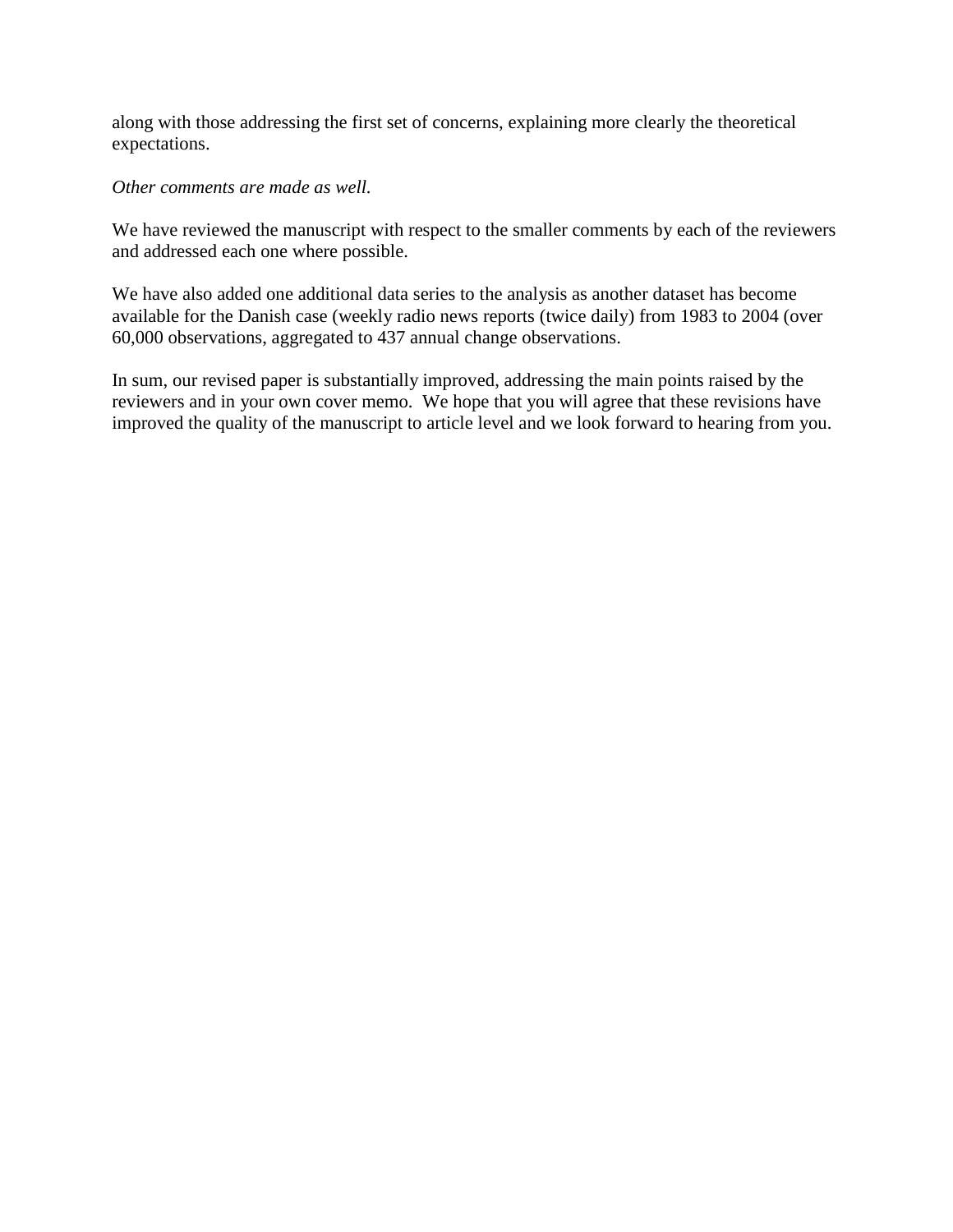along with those addressing the first set of concerns, explaining more clearly the theoretical expectations.

*Other comments are made as well.*

We have reviewed the manuscript with respect to the smaller comments by each of the reviewers and addressed each one where possible.

We have also added one additional data series to the analysis as another dataset has become available for the Danish case (weekly radio news reports (twice daily) from 1983 to 2004 (over 60,000 observations, aggregated to 437 annual change observations.

In sum, our revised paper is substantially improved, addressing the main points raised by the reviewers and in your own cover memo. We hope that you will agree that these revisions have improved the quality of the manuscript to article level and we look forward to hearing from you.